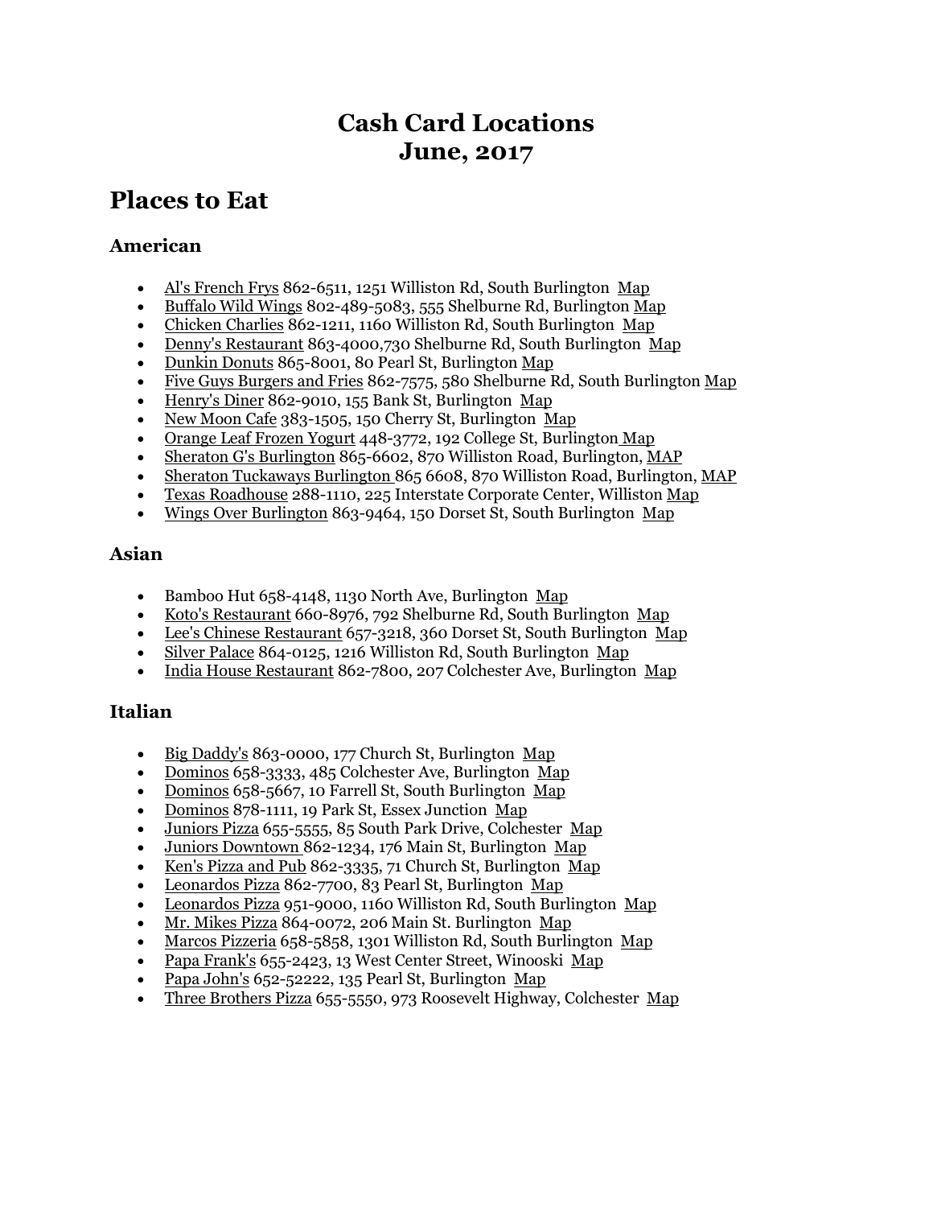# Cash Card Locations
# June, 2017

## Places to Eat

### American

- Al's French Frys 862-6511, 1251 Williston Rd, South Burlington Map
- Buffalo Wild Wings 802-489-5083, 555 Shelburne Rd, Burlington Map
- Chicken Charlies 862-1211, 1160 Williston Rd, South Burlington Map
- Denny's Restaurant 863-4000,730 Shelburne Rd, South Burlington Map
- Dunkin Donuts 865-8001, 80 Pearl St, Burlington Map
- Five Guys Burgers and Fries 862-7575, 580 Shelburne Rd, South Burlington Map
- Henry's Diner 862-9010, 155 Bank St, Burlington Map
- New Moon Cafe 383-1505, 150 Cherry St, Burlington Map
- Orange Leaf Frozen Yogurt 448-3772, 192 College St, Burlington Map
- Sheraton G's Burlington 865-6602, 870 Williston Road, Burlington, MAP
- Sheraton Tuckaways Burlington 865 6608, 870 Williston Road, Burlington, MAP
- Texas Roadhouse 288-1110, 225 Interstate Corporate Center, Williston Map
- Wings Over Burlington 863-9464, 150 Dorset St, South Burlington Map

### Asian

- Bamboo Hut 658-4148, 1130 North Ave, Burlington Map
- Koto's Restaurant 660-8976, 792 Shelburne Rd, South Burlington Map
- Lee's Chinese Restaurant 657-3218, 360 Dorset St, South Burlington Map
- Silver Palace 864-0125, 1216 Williston Rd, South Burlington Map
- India House Restaurant 862-7800, 207 Colchester Ave, Burlington Map

### Italian

- Big Daddy's 863-0000, 177 Church St, Burlington Map
- Dominos 658-3333, 485 Colchester Ave, Burlington Map
- Dominos 658-5667, 10 Farrell St, South Burlington Map
- Dominos 878-1111, 19 Park St, Essex Junction Map
- Juniors Pizza 655-5555, 85 South Park Drive, Colchester Map
- Juniors Downtown 862-1234, 176 Main St, Burlington Map
- Ken's Pizza and Pub 862-3335, 71 Church St, Burlington Map
- Leonardos Pizza 862-7700, 83 Pearl St, Burlington Map
- Leonardos Pizza 951-9000, 1160 Williston Rd, South Burlington Map
- Mr. Mikes Pizza 864-0072, 206 Main St. Burlington Map
- Marcos Pizzeria 658-5858, 1301 Williston Rd, South Burlington Map
- Papa Frank's 655-2423, 13 West Center Street, Winooski Map
- Papa John's 652-52222, 135 Pearl St, Burlington Map
- Three Brothers Pizza 655-5550, 973 Roosevelt Highway, Colchester Map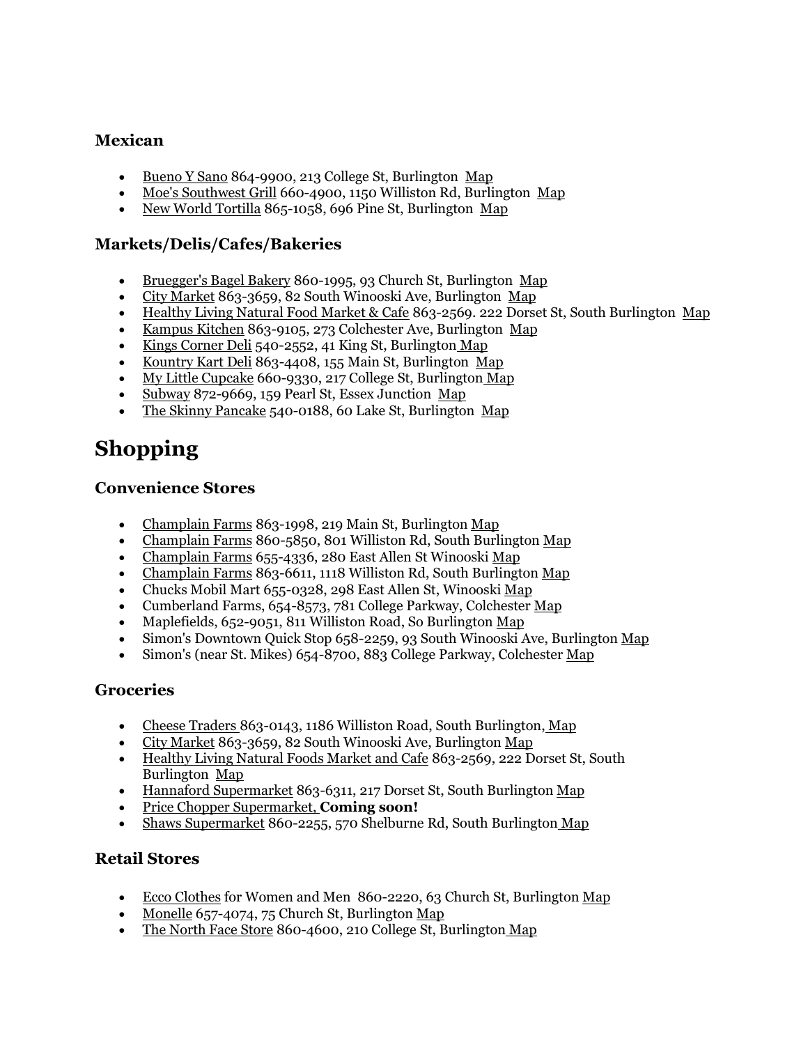### Mexican

- Bueno Y Sano 864-9900, 213 College St, Burlington Map
- Moe's Southwest Grill 660-4900, 1150 Williston Rd, Burlington Map
- New World Tortilla 865-1058, 696 Pine St, Burlington Map

### Markets/Delis/Cafes/Bakeries

- Bruegger's Bagel Bakery 860-1995, 93 Church St, Burlington Map
- City Market 863-3659, 82 South Winooski Ave, Burlington Map
- Healthy Living Natural Food Market & Cafe 863-2569. 222 Dorset St, South Burlington Map
- Kampus Kitchen 863-9105, 273 Colchester Ave, Burlington Map
- Kings Corner Deli 540-2552, 41 King St, Burlington Map
- Kountry Kart Deli 863-4408, 155 Main St, Burlington Map
- My Little Cupcake 660-9330, 217 College St, Burlington Map
- Subway 872-9669, 159 Pearl St, Essex Junction Map
- The Skinny Pancake 540-0188, 60 Lake St, Burlington Map

## Shopping

### Convenience Stores

- Champlain Farms 863-1998, 219 Main St, Burlington Map
- Champlain Farms 860-5850, 801 Williston Rd, South Burlington Map
- Champlain Farms 655-4336, 280 East Allen St Winooski Map
- Champlain Farms 863-6611, 1118 Williston Rd, South Burlington Map
- Chucks Mobil Mart 655-0328, 298 East Allen St, Winooski Map
- Cumberland Farms, 654-8573, 781 College Parkway, Colchester Map
- Maplefields, 652-9051, 811 Williston Road, So Burlington Map
- Simon's Downtown Quick Stop 658-2259, 93 South Winooski Ave, Burlington Map
- Simon's (near St. Mikes) 654-8700, 883 College Parkway, Colchester Map

### Groceries

- Cheese Traders 863-0143, 1186 Williston Road, South Burlington, Map
- City Market 863-3659, 82 South Winooski Ave, Burlington Map
- Healthy Living Natural Foods Market and Cafe 863-2569, 222 Dorset St, South Burlington Map
- Hannaford Supermarket 863-6311, 217 Dorset St, South Burlington Map
- Price Chopper Supermarket, **Coming soon!**
- Shaws Supermarket 860-2255, 570 Shelburne Rd, South Burlington Map

### Retail Stores

- Ecco Clothes for Women and Men 860-2220, 63 Church St, Burlington Map
- Monelle 657-4074, 75 Church St, Burlington Map
- The North Face Store 860-4600, 210 College St, Burlington Map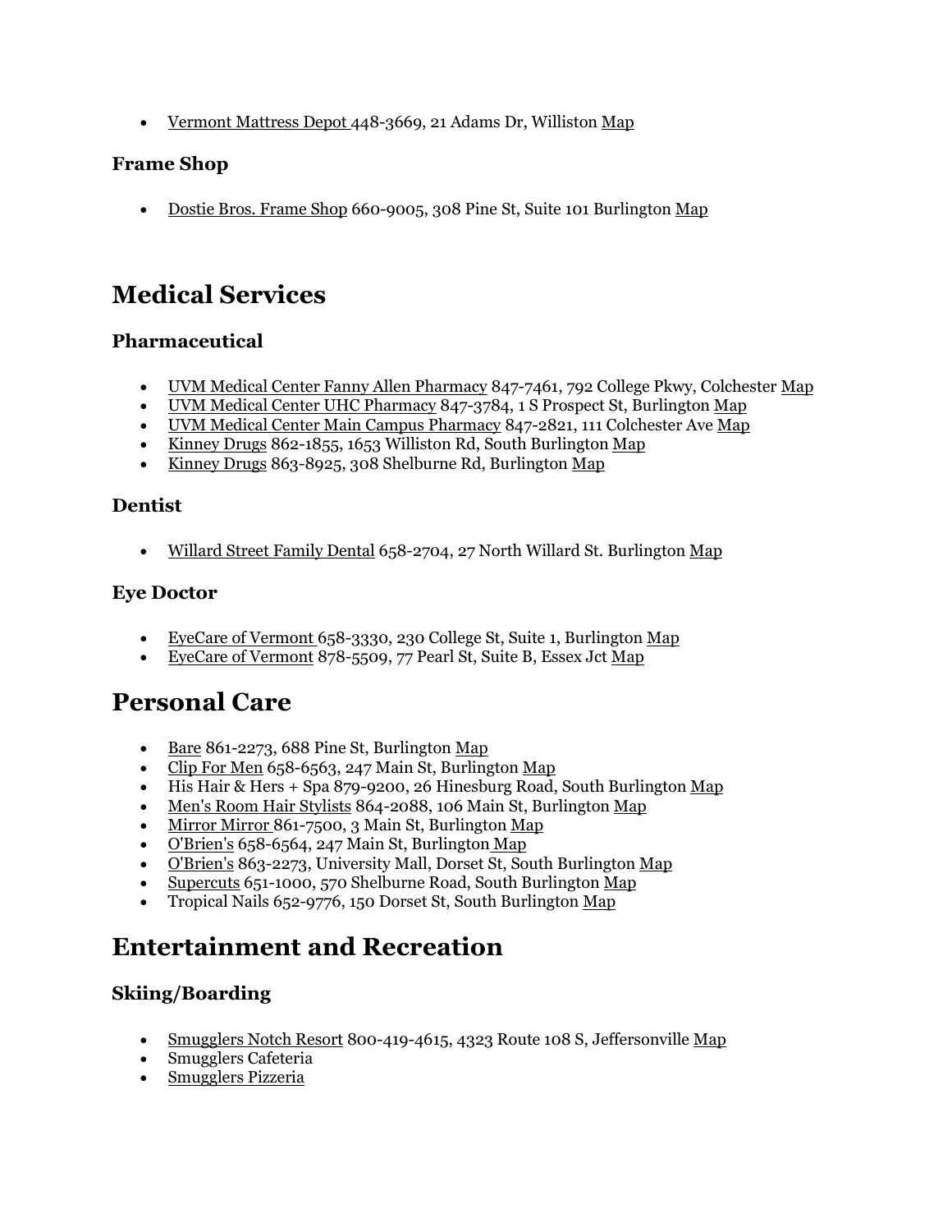- Vermont Mattress Depot 448-3669, 21 Adams Dr, Williston Map

### Frame Shop

- Dostie Bros. Frame Shop 660-9005, 308 Pine St, Suite 101 Burlington Map

## Medical Services

### Pharmaceutical

- UVM Medical Center Fanny Allen Pharmacy 847-7461, 792 College Pkwy, Colchester Map
- UVM Medical Center UHC Pharmacy 847-3784, 1 S Prospect St, Burlington Map
- UVM Medical Center Main Campus Pharmacy 847-2821, 111 Colchester Ave Map
- Kinney Drugs 862-1855, 1653 Williston Rd, South Burlington Map
- Kinney Drugs 863-8925, 308 Shelburne Rd, Burlington Map

### Dentist

- Willard Street Family Dental 658-2704, 27 North Willard St. Burlington Map

### Eye Doctor

- EyeCare of Vermont 658-3330, 230 College St, Suite 1, Burlington Map
- EyeCare of Vermont 878-5509, 77 Pearl St, Suite B, Essex Jct Map

## Personal Care

- Bare 861-2273, 688 Pine St, Burlington Map
- Clip For Men 658-6563, 247 Main St, Burlington Map
- His Hair & Hers + Spa 879-9200, 26 Hinesburg Road, South Burlington Map
- Men's Room Hair Stylists 864-2088, 106 Main St, Burlington Map
- Mirror Mirror 861-7500, 3 Main St, Burlington Map
- O'Brien's 658-6564, 247 Main St, Burlington Map
- O'Brien's 863-2273, University Mall, Dorset St, South Burlington Map
- Supercuts 651-1000, 570 Shelburne Road, South Burlington Map
- Tropical Nails 652-9776, 150 Dorset St, South Burlington Map

## Entertainment and Recreation

### Skiing/Boarding

- Smugglers Notch Resort 800-419-4615, 4323 Route 108 S, Jeffersonville Map
- Smugglers Cafeteria
- Smugglers Pizzeria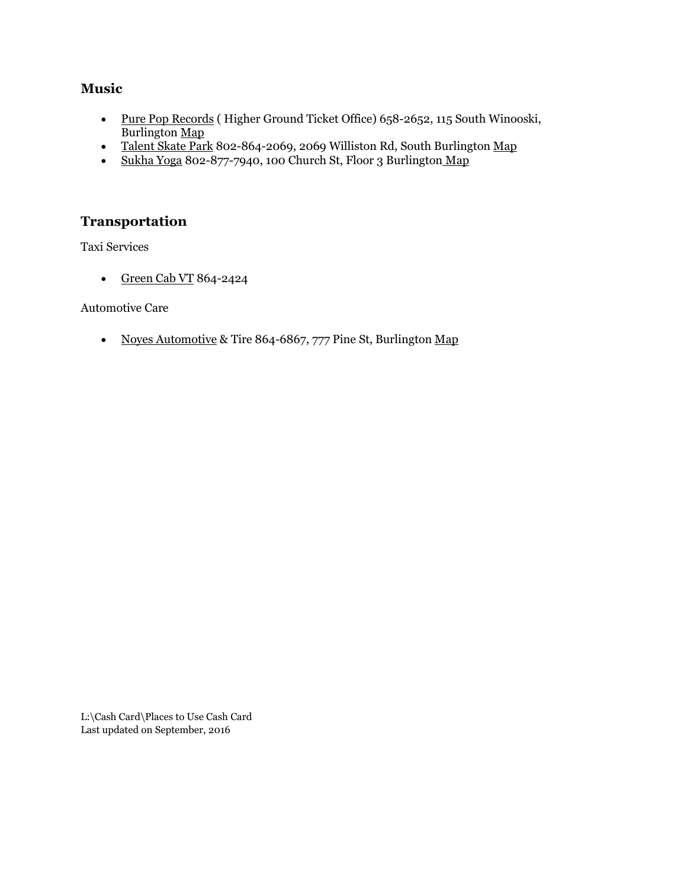## Music

- Pure Pop Records ( Higher Ground Ticket Office) 658-2652, 115 South Winooski, Burlington Map
- Talent Skate Park 802-864-2069, 2069 Williston Rd, South Burlington Map
- Sukha Yoga 802-877-7940, 100 Church St, Floor 3 Burlington Map

## Transportation

Taxi Services

- Green Cab VT 864-2424

Automotive Care

- Noyes Automotive & Tire 864-6867, 777 Pine St, Burlington Map

L:\Cash Card\Places to Use Cash Card
Last updated on September, 2016